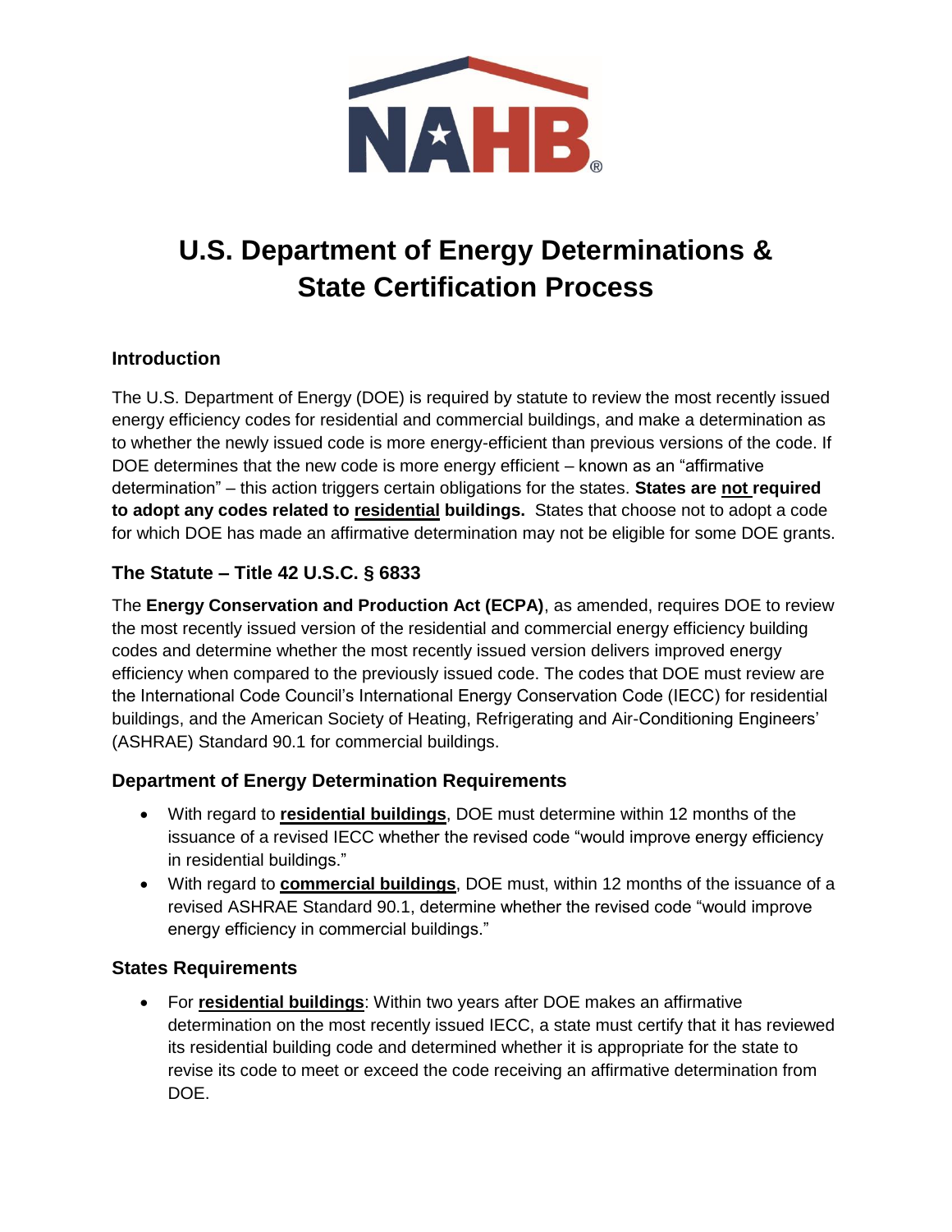# U.S. Department of Energy Determinations & State Certification Process

## Introduction

The U.S. Department of Energy (DOE) is required by statute to review the most recently issued energy efficiency codes for residential and commercial buildings, and make a determination as to whether the newly issued code is more energy-efficient than previous versions of the code. If DOE determines that the new code is more energy efficient – known as an "affirmative determination" – this action triggers certain obligations for the states. **States are not required to adopt any codes related to residential buildings.** States that choose not to adopt a code for which DOE has made an affirmative determination may not be eligible for some DOE grants.

## The Statute – Title 42 U.S.C. § 6833

The **Energy Conservation and Production Act (ECPA)**, as amended, requires DOE to review the most recently issued version of the residential and commercial energy efficiency building codes and determine whether the most recently issued version delivers improved energy efficiency when compared to the previously issued code. The codes that DOE must review are the International Code Council's International Energy Conservation Code (IECC) for residential buildings, and the American Society of Heating, Refrigerating and Air-Conditioning Engineers' (ASHRAE) Standard 90.1 for commercial buildings.

## Department of Energy Determination Requirements

- With regard to **residential buildings**, DOE must determine within 12 months of the issuance of a revised IECC whether the revised code "would improve energy efficiency in residential buildings."
- With regard to **commercial buildings**, DOE must, within 12 months of the issuance of a revised ASHRAE Standard 90.1, determine whether the revised code "would improve energy efficiency in commercial buildings."

## States Requirements

- For **residential buildings**: Within two years after DOE makes an affirmative determination on the most recently issued IECC, a state must certify that it has reviewed its residential building code and determined whether it is appropriate for the state to revise its code to meet or exceed the code receiving an affirmative determination from DOE.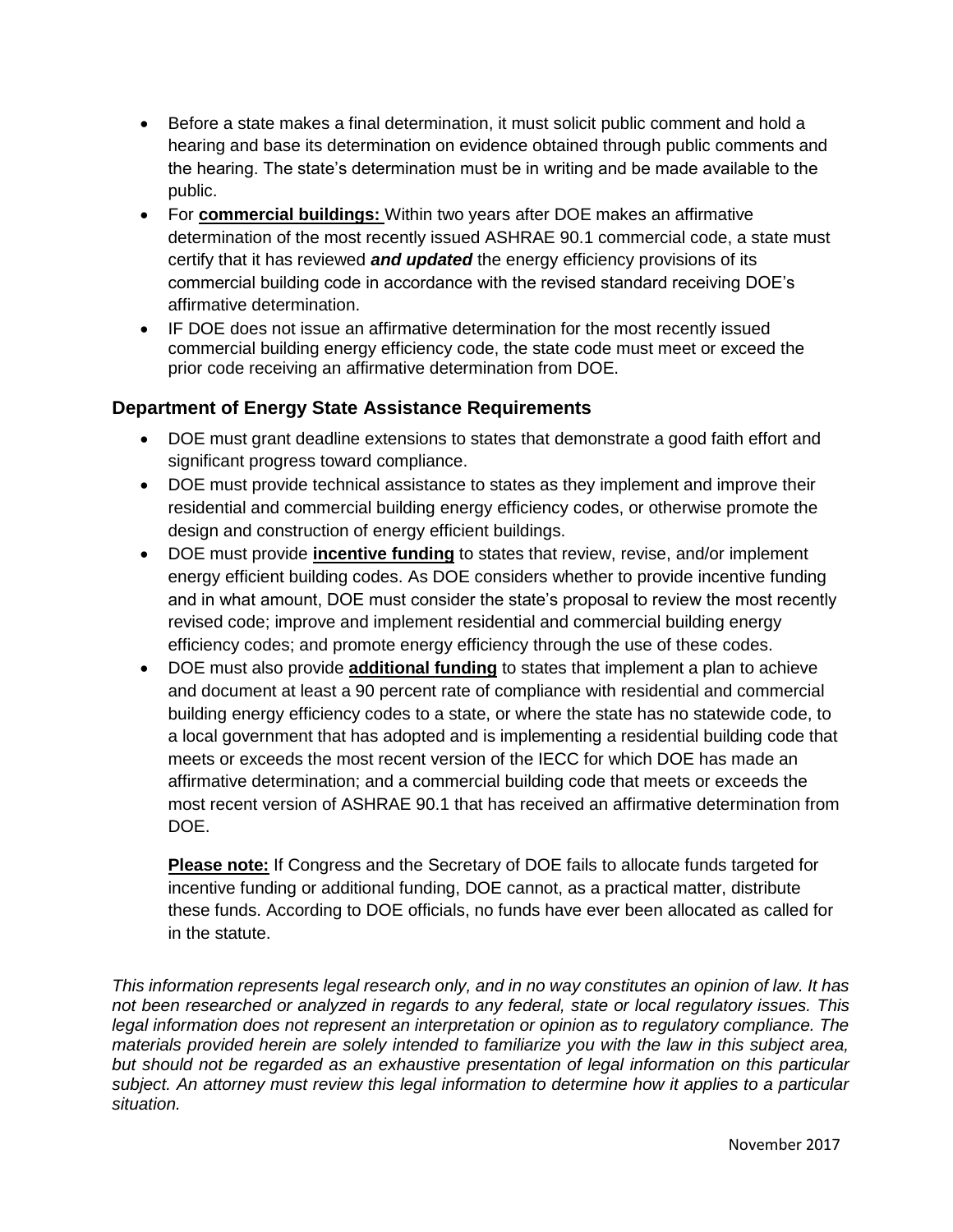- Before a state makes a final determination, it must solicit public comment and hold a hearing and base its determination on evidence obtained through public comments and the hearing. The state's determination must be in writing and be made available to the public.
- For **commercial buildings:** Within two years after DOE makes an affirmative determination of the most recently issued ASHRAE 90.1 commercial code, a state must certify that it has reviewed ***and updated*** the energy efficiency provisions of its commercial building code in accordance with the revised standard receiving DOE's affirmative determination.
- IF DOE does not issue an affirmative determination for the most recently issued commercial building energy efficiency code, the state code must meet or exceed the prior code receiving an affirmative determination from DOE.

### Department of Energy State Assistance Requirements

- DOE must grant deadline extensions to states that demonstrate a good faith effort and significant progress toward compliance.
- DOE must provide technical assistance to states as they implement and improve their residential and commercial building energy efficiency codes, or otherwise promote the design and construction of energy efficient buildings.
- DOE must provide **incentive funding** to states that review, revise, and/or implement energy efficient building codes. As DOE considers whether to provide incentive funding and in what amount, DOE must consider the state's proposal to review the most recently revised code; improve and implement residential and commercial building energy efficiency codes; and promote energy efficiency through the use of these codes.
- DOE must also provide **additional funding** to states that implement a plan to achieve and document at least a 90 percent rate of compliance with residential and commercial building energy efficiency codes to a state, or where the state has no statewide code, to a local government that has adopted and is implementing a residential building code that meets or exceeds the most recent version of the IECC for which DOE has made an affirmative determination; and a commercial building code that meets or exceeds the most recent version of ASHRAE 90.1 that has received an affirmative determination from DOE.

  **Please note:** If Congress and the Secretary of DOE fails to allocate funds targeted for incentive funding or additional funding, DOE cannot, as a practical matter, distribute these funds. According to DOE officials, no funds have ever been allocated as called for in the statute.

*This information represents legal research only, and in no way constitutes an opinion of law. It has not been researched or analyzed in regards to any federal, state or local regulatory issues. This legal information does not represent an interpretation or opinion as to regulatory compliance. The materials provided herein are solely intended to familiarize you with the law in this subject area, but should not be regarded as an exhaustive presentation of legal information on this particular subject. An attorney must review this legal information to determine how it applies to a particular situation.*

November 2017